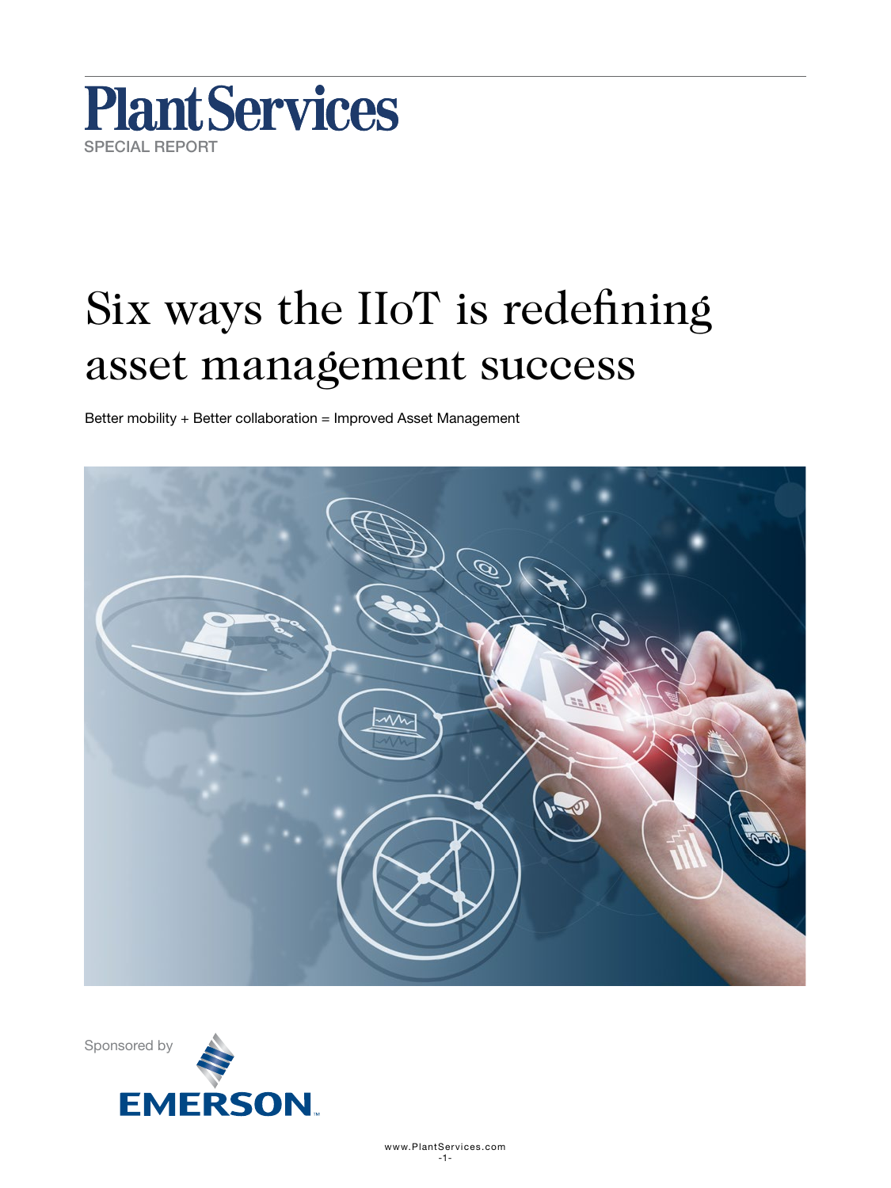Plant Services

SPECIAL REPORT

# Six ways the IIoT is redefining asset management success

Better mobility + Better collaboration = Improved Asset Management

Sponsored by

EMERSON

www.PlantServices.com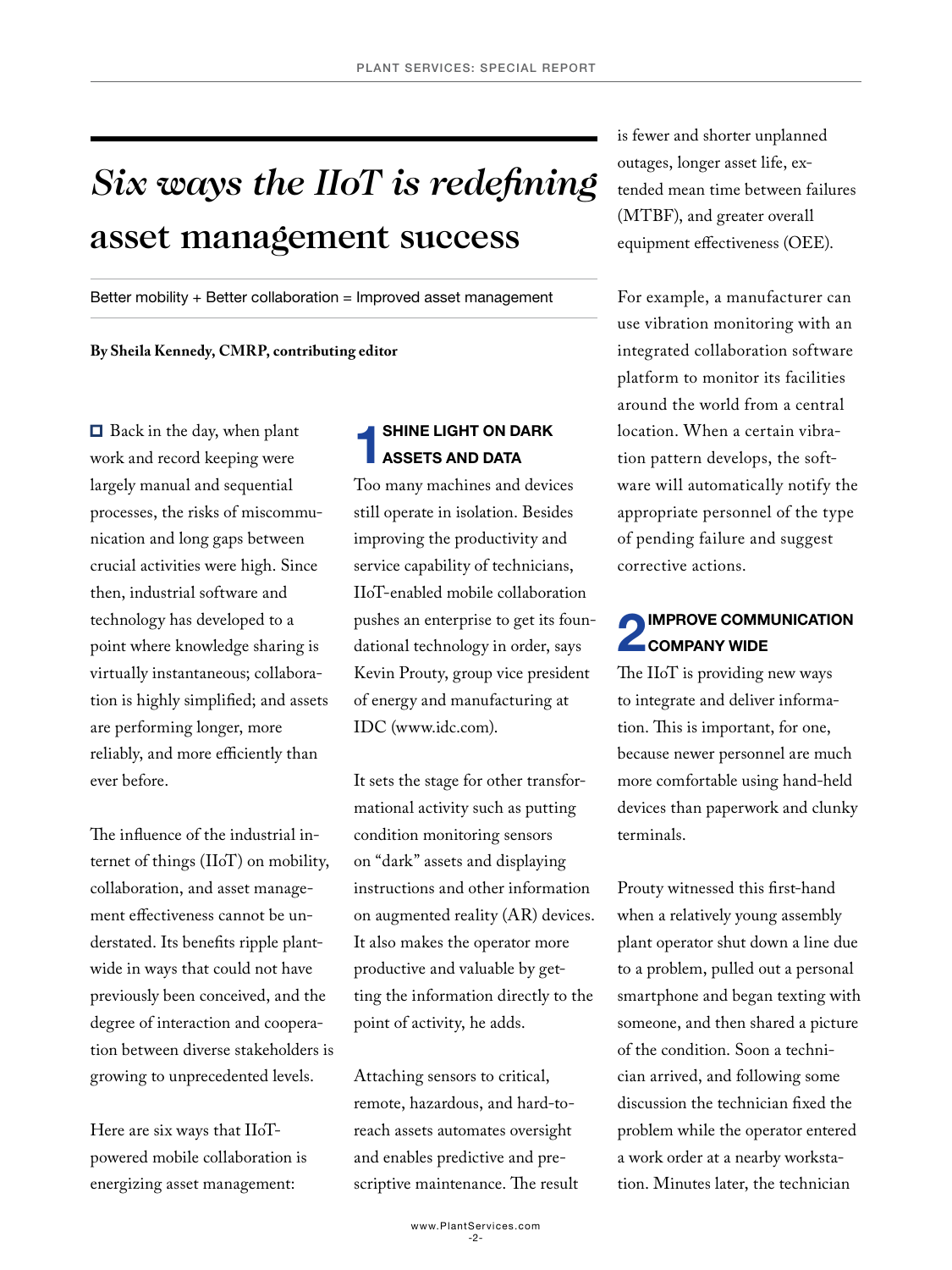# *Six ways the IIoT is redefining* asset management success

Better mobility + Better collaboration = Improved asset management

**By Sheila Kennedy, CMRP, contributing editor**

Back in the day, when plant work and record keeping were largely manual and sequential processes, the risks of miscommunication and long gaps between crucial activities were high. Since then, industrial software and technology has developed to a point where knowledge sharing is virtually instantaneous; collaboration is highly simplified; and assets are performing longer, more reliably, and more efficiently than ever before.

The influence of the industrial internet of things (IIoT) on mobility, collaboration, and asset management effectiveness cannot be understated. Its benefits ripple plantwide in ways that could not have previously been conceived, and the degree of interaction and cooperation between diverse stakeholders is growing to unprecedented levels.

Here are six ways that IIoT-powered mobile collaboration is energizing asset management:

## 1 SHINE LIGHT ON DARK ASSETS AND DATA

Too many machines and devices still operate in isolation. Besides improving the productivity and service capability of technicians, IIoT-enabled mobile collaboration pushes an enterprise to get its foundational technology in order, says Kevin Prouty, group vice president of energy and manufacturing at IDC (www.idc.com).

It sets the stage for other transformational activity such as putting condition monitoring sensors on "dark" assets and displaying instructions and other information on augmented reality (AR) devices. It also makes the operator more productive and valuable by getting the information directly to the point of activity, he adds.

Attaching sensors to critical, remote, hazardous, and hard-to-reach assets automates oversight and enables predictive and prescriptive maintenance. The result is fewer and shorter unplanned outages, longer asset life, extended mean time between failures (MTBF), and greater overall equipment effectiveness (OEE).

For example, a manufacturer can use vibration monitoring with an integrated collaboration software platform to monitor its facilities around the world from a central location. When a certain vibration pattern develops, the software will automatically notify the appropriate personnel of the type of pending failure and suggest corrective actions.

## 2 IMPROVE COMMUNICATION COMPANY WIDE

The IIoT is providing new ways to integrate and deliver information. This is important, for one, because newer personnel are much more comfortable using hand-held devices than paperwork and clunky terminals.

Prouty witnessed this first-hand when a relatively young assembly plant operator shut down a line due to a problem, pulled out a personal smartphone and began texting with someone, and then shared a picture of the condition. Soon a technician arrived, and following some discussion the technician fixed the problem while the operator entered a work order at a nearby workstation. Minutes later, the technician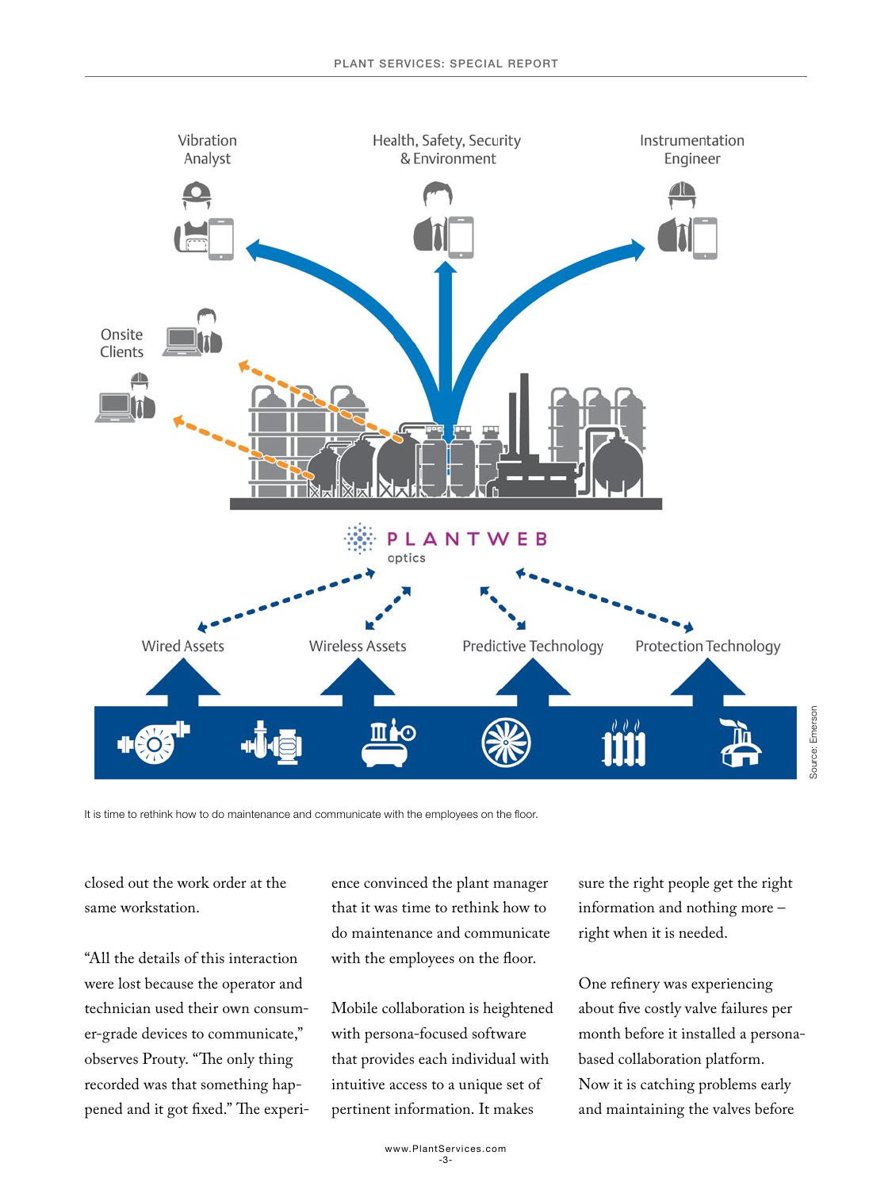Vibration Analyst

Health, Safety, Security & Environment

Instrumentation Engineer

Onsite Clients

PLANTWEB optics

Wired Assets

Wireless Assets

Predictive Technology

Protection Technology

Source: Emerson

It is time to rethink how to do maintenance and communicate with the employees on the floor.

closed out the work order at the same workstation.

"All the details of this interaction were lost because the operator and technician used their own consumer-grade devices to communicate," observes Prouty. "The only thing recorded was that something happened and it got fixed." The experience convinced the plant manager that it was time to rethink how to do maintenance and communicate with the employees on the floor.

Mobile collaboration is heightened with persona-focused software that provides each individual with intuitive access to a unique set of pertinent information. It makes sure the right people get the right information and nothing more – right when it is needed.

One refinery was experiencing about five costly valve failures per month before it installed a persona-based collaboration platform. Now it is catching problems early and maintaining the valves before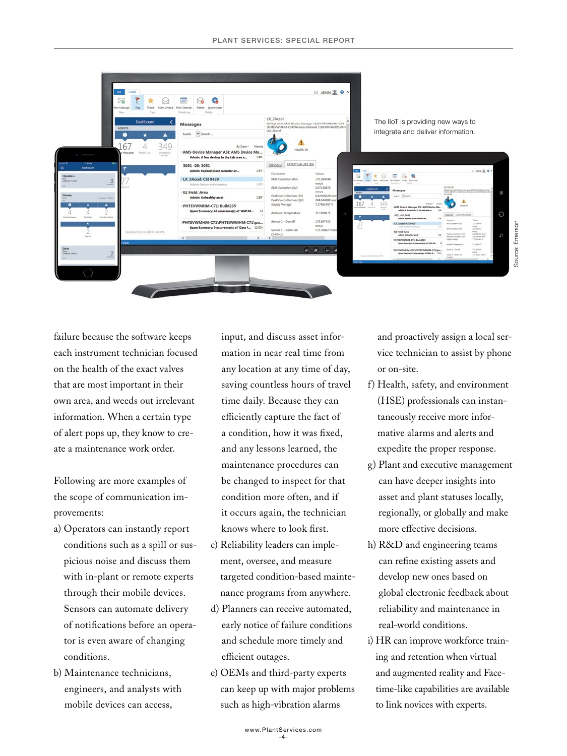The IIoT is providing new ways to integrate and deliver information.

Source: Emerson

failure because the software keeps each instrument technician focused on the health of the exact valves that are most important in their own area, and weeds out irrelevant information. When a certain type of alert pops up, they know to create a maintenance work order.

Following are more examples of the scope of communication improvements:

a) Operators can instantly report conditions such as a spill or suspicious noise and discuss them with in-plant or remote experts through their mobile devices. Sensors can automate delivery of notifications before an operator is even aware of changing conditions.
b) Maintenance technicians, engineers, and analysts with mobile devices can access, input, and discuss asset information in near real time from any location at any time of day, saving countless hours of travel time daily. Because they can efficiently capture the fact of a condition, how it was fixed, and any lessons learned, the maintenance procedures can be changed to inspect for that condition more often, and if it occurs again, the technician knows where to look first.
c) Reliability leaders can implement, oversee, and measure targeted condition-based maintenance programs from anywhere.
d) Planners can receive automated, early notice of failure conditions and schedule more timely and efficient outages.
e) OEMs and third-party experts can keep up with major problems such as high-vibration alarms and proactively assign a local service technician to assist by phone or on-site.
f) Health, safety, and environment (HSE) professionals can instantaneously receive more informative alarms and alerts and expedite the proper response.
g) Plant and executive management can have deeper insights into asset and plant statuses locally, regionally, or globally and make more effective decisions.
h) R&D and engineering teams can refine existing assets and develop new ones based on global electronic feedback about reliability and maintenance in real-world conditions.
i) HR can improve workforce training and retention when virtual and augmented reality and Facetime-like capabilities are available to link novices with experts.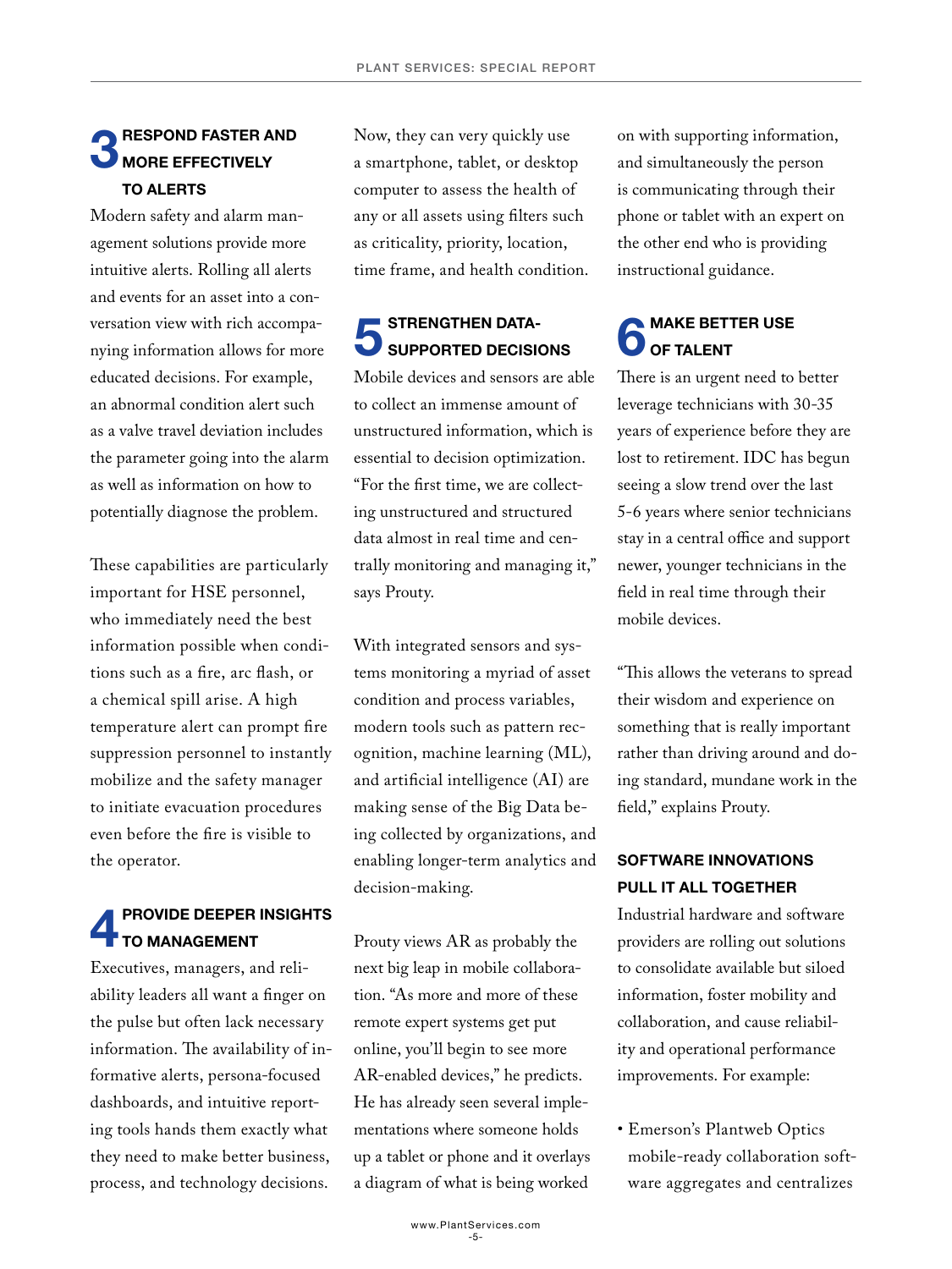## 3 RESPOND FASTER AND MORE EFFECTIVELY TO ALERTS

Modern safety and alarm management solutions provide more intuitive alerts. Rolling all alerts and events for an asset into a conversation view with rich accompanying information allows for more educated decisions. For example, an abnormal condition alert such as a valve travel deviation includes the parameter going into the alarm as well as information on how to potentially diagnose the problem.

These capabilities are particularly important for HSE personnel, who immediately need the best information possible when conditions such as a fire, arc flash, or a chemical spill arise. A high temperature alert can prompt fire suppression personnel to instantly mobilize and the safety manager to initiate evacuation procedures even before the fire is visible to the operator.

## 4 PROVIDE DEEPER INSIGHTS TO MANAGEMENT

Executives, managers, and reliability leaders all want a finger on the pulse but often lack necessary information. The availability of informative alerts, persona-focused dashboards, and intuitive reporting tools hands them exactly what they need to make better business, process, and technology decisions. Now, they can very quickly use a smartphone, tablet, or desktop computer to assess the health of any or all assets using filters such as criticality, priority, location, time frame, and health condition.

## 5 STRENGTHEN DATA-SUPPORTED DECISIONS

Mobile devices and sensors are able to collect an immense amount of unstructured information, which is essential to decision optimization. "For the first time, we are collecting unstructured and structured data almost in real time and centrally monitoring and managing it," says Prouty.

With integrated sensors and systems monitoring a myriad of asset condition and process variables, modern tools such as pattern recognition, machine learning (ML), and artificial intelligence (AI) are making sense of the Big Data being collected by organizations, and enabling longer-term analytics and decision-making.

Prouty views AR as probably the next big leap in mobile collaboration. "As more and more of these remote expert systems get put online, you'll begin to see more AR-enabled devices," he predicts. He has already seen several implementations where someone holds up a tablet or phone and it overlays a diagram of what is being worked on with supporting information, and simultaneously the person is communicating through their phone or tablet with an expert on the other end who is providing instructional guidance.

## 6 MAKE BETTER USE OF TALENT

There is an urgent need to better leverage technicians with 30-35 years of experience before they are lost to retirement. IDC has begun seeing a slow trend over the last 5-6 years where senior technicians stay in a central office and support newer, younger technicians in the field in real time through their mobile devices.

"This allows the veterans to spread their wisdom and experience on something that is really important rather than driving around and doing standard, mundane work in the field," explains Prouty.

### SOFTWARE INNOVATIONS PULL IT ALL TOGETHER

Industrial hardware and software providers are rolling out solutions to consolidate available but siloed information, foster mobility and collaboration, and cause reliability and operational performance improvements. For example:

- Emerson's Plantweb Optics mobile-ready collaboration software aggregates and centralizes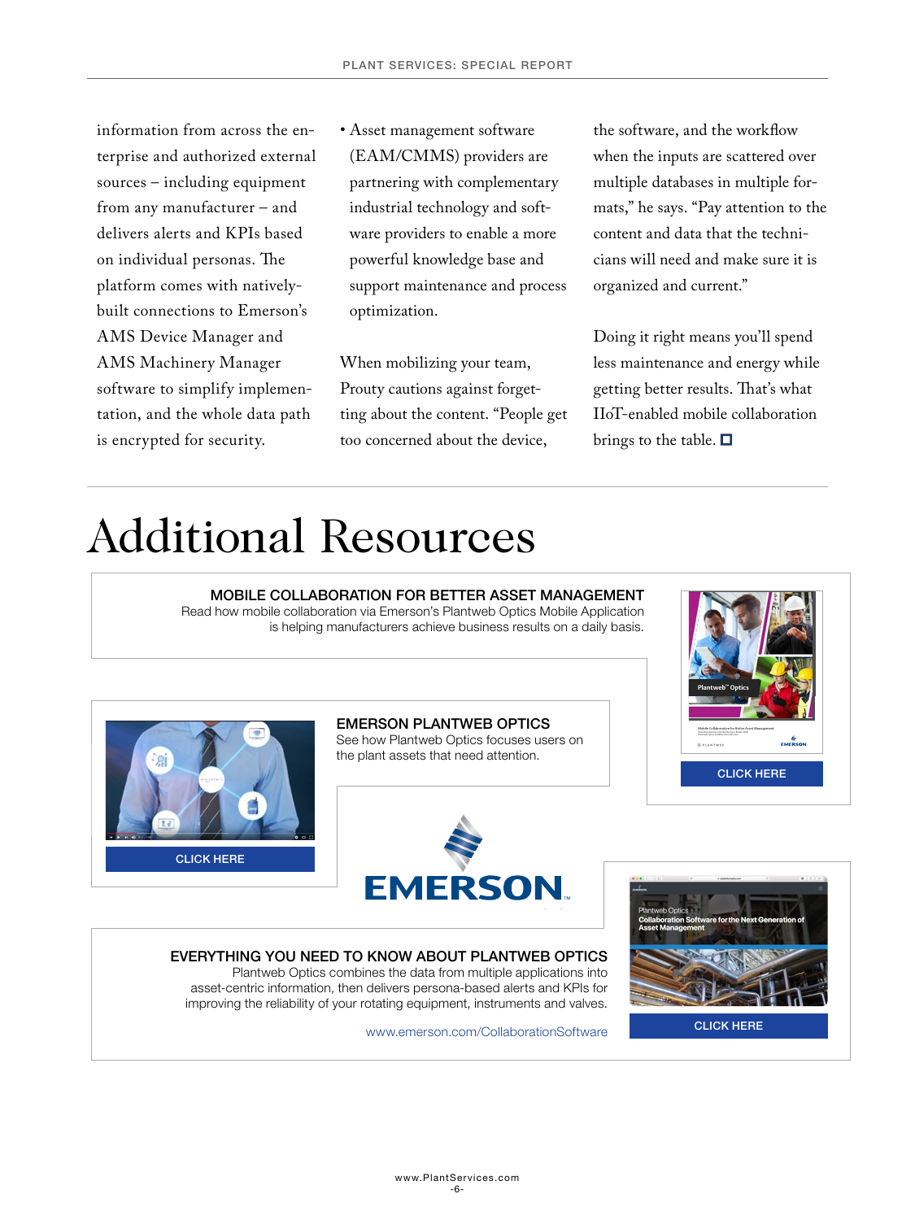information from across the enterprise and authorized external sources – including equipment from any manufacturer – and delivers alerts and KPIs based on individual personas. The platform comes with natively-built connections to Emerson's AMS Device Manager and AMS Machinery Manager software to simplify implementation, and the whole data path is encrypted for security.

- Asset management software (EAM/CMMS) providers are partnering with complementary industrial technology and software providers to enable a more powerful knowledge base and support maintenance and process optimization.

When mobilizing your team, Prouty cautions against forgetting about the content. "People get too concerned about the device, the software, and the workflow when the inputs are scattered over multiple databases in multiple formats," he says. "Pay attention to the content and data that the technicians will need and make sure it is organized and current."

Doing it right means you'll spend less maintenance and energy while getting better results. That's what IIoT-enabled mobile collaboration brings to the table. ◻

# Additional Resources

**MOBILE COLLABORATION FOR BETTER ASSET MANAGEMENT**
Read how mobile collaboration via Emerson's Plantweb Optics Mobile Application is helping manufacturers achieve business results on a daily basis.

CLICK HERE

**EMERSON PLANTWEB OPTICS**
See how Plantweb Optics focuses users on the plant assets that need attention.

CLICK HERE

EMERSON

**EVERYTHING YOU NEED TO KNOW ABOUT PLANTWEB OPTICS**
Plantweb Optics combines the data from multiple applications into asset-centric information, then delivers persona-based alerts and KPIs for improving the reliability of your rotating equipment, instruments and valves.

www.emerson.com/CollaborationSoftware

CLICK HERE